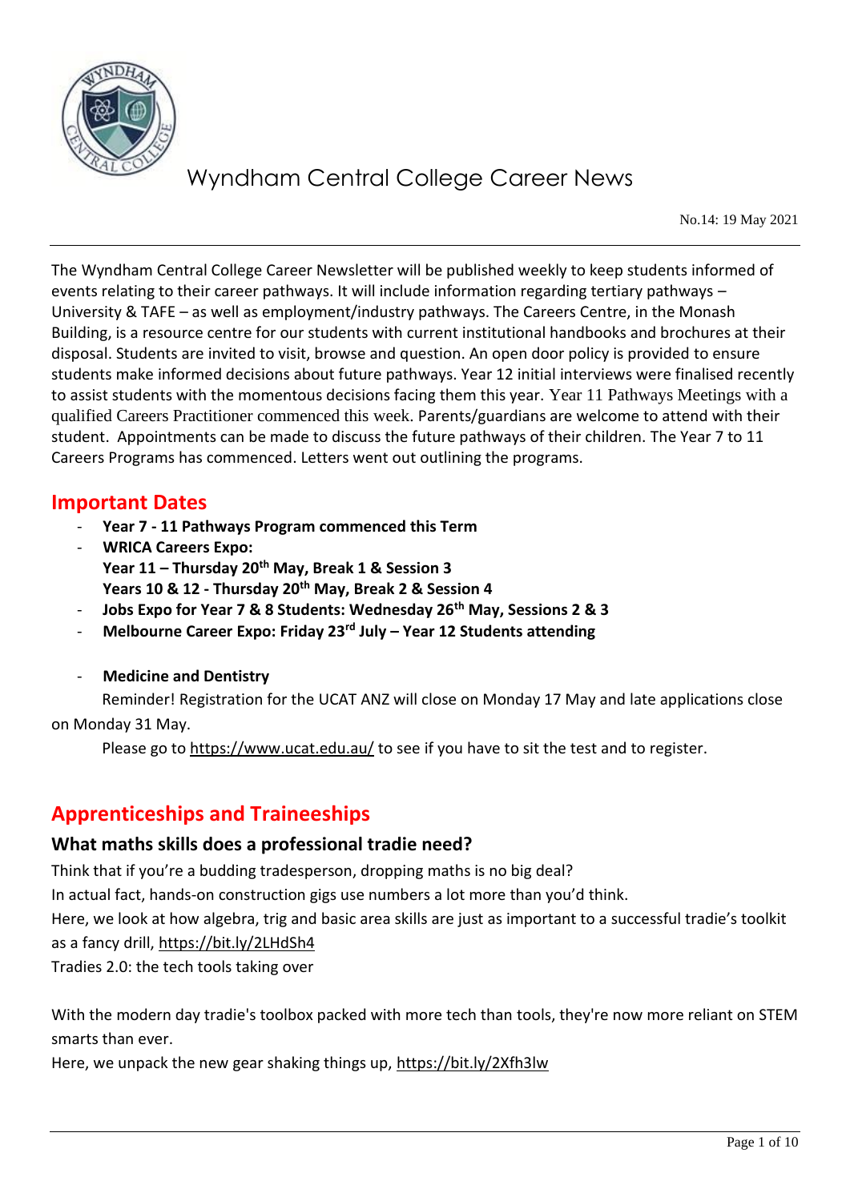# Wyndham Central College Career News

No.14: 19 May 2021

The Wyndham Central College Career Newsletter will be published weekly to keep students informed of events relating to their career pathways. It will include information regarding tertiary pathways – University & TAFE – as well as employment/industry pathways. The Careers Centre, in the Monash Building, is a resource centre for our students with current institutional handbooks and brochures at their disposal. Students are invited to visit, browse and question. An open door policy is provided to ensure students make informed decisions about future pathways. Year 12 initial interviews were finalised recently to assist students with the momentous decisions facing them this year. Year 11 Pathways Meetings with a qualified Careers Practitioner commenced this week. Parents/guardians are welcome to attend with their student. Appointments can be made to discuss the future pathways of their children. The Year 7 to 11 Careers Programs has commenced. Letters went out outlining the programs.

## Important Dates

- **Year 7 - 11 Pathways Program commenced this Term**
- **WRICA Careers Expo:**
  **Year 11 – Thursday 20th May, Break 1 & Session 3**
  **Years 10 & 12 - Thursday 20th May, Break 2 & Session 4**
- **Jobs Expo for Year 7 & 8 Students: Wednesday 26th May, Sessions 2 & 3**
- **Melbourne Career Expo: Friday 23rd July – Year 12 Students attending**

- **Medicine and Dentistry**

Reminder! Registration for the UCAT ANZ will close on Monday 17 May and late applications close on Monday 31 May.

Please go to https://www.ucat.edu.au/ to see if you have to sit the test and to register.

## Apprenticeships and Traineeships

### What maths skills does a professional tradie need?

Think that if you're a budding tradesperson, dropping maths is no big deal?
In actual fact, hands-on construction gigs use numbers a lot more than you'd think.
Here, we look at how algebra, trig and basic area skills are just as important to a successful tradie's toolkit as a fancy drill, https://bit.ly/2LHdSh4
Tradies 2.0: the tech tools taking over

With the modern day tradie's toolbox packed with more tech than tools, they're now more reliant on STEM smarts than ever.
Here, we unpack the new gear shaking things up, https://bit.ly/2Xfh3lw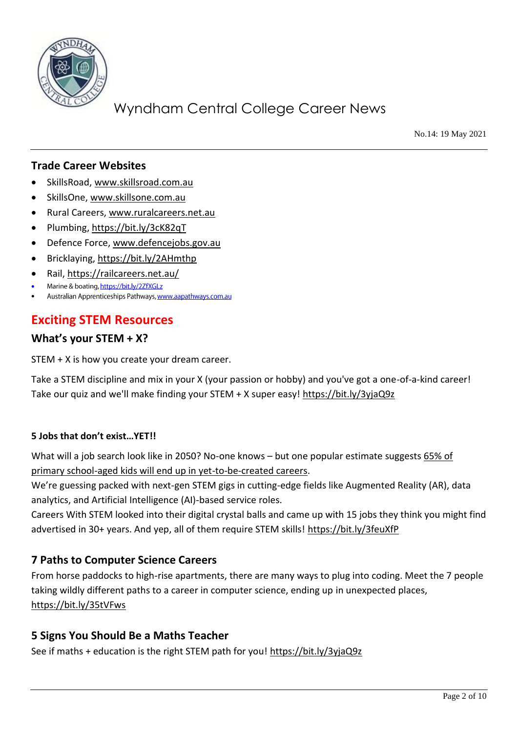## Trade Career Websites

- SkillsRoad, www.skillsroad.com.au
- SkillsOne, www.skillsone.com.au
- Rural Careers, www.ruralcareers.net.au
- Plumbing, https://bit.ly/3cK82qT
- Defence Force, www.defencejobs.gov.au
- Bricklaying, https://bit.ly/2AHmthp
- Rail, https://railcareers.net.au/
- Marine & boating, https://bit.ly/2ZfXGLz
- Australian Apprenticeships Pathways, www.aapathways.com.au

## Exciting STEM Resources

### What's your STEM + X?

STEM + X is how you create your dream career.

Take a STEM discipline and mix in your X (your passion or hobby) and you've got a one-of-a-kind career! Take our quiz and we'll make finding your STEM + X super easy! https://bit.ly/3yjaQ9z

#### 5 Jobs that don't exist…YET!!

What will a job search look like in 2050? No-one knows – but one popular estimate suggests 65% of primary school-aged kids will end up in yet-to-be-created careers.
We're guessing packed with next-gen STEM gigs in cutting-edge fields like Augmented Reality (AR), data analytics, and Artificial Intelligence (AI)-based service roles.
Careers With STEM looked into their digital crystal balls and came up with 15 jobs they think you might find advertised in 30+ years. And yep, all of them require STEM skills! https://bit.ly/3feuXfP

### 7 Paths to Computer Science Careers

From horse paddocks to high-rise apartments, there are many ways to plug into coding. Meet the 7 people taking wildly different paths to a career in computer science, ending up in unexpected places, https://bit.ly/35tVFws

### 5 Signs You Should Be a Maths Teacher

See if maths + education is the right STEM path for you! https://bit.ly/3yjaQ9z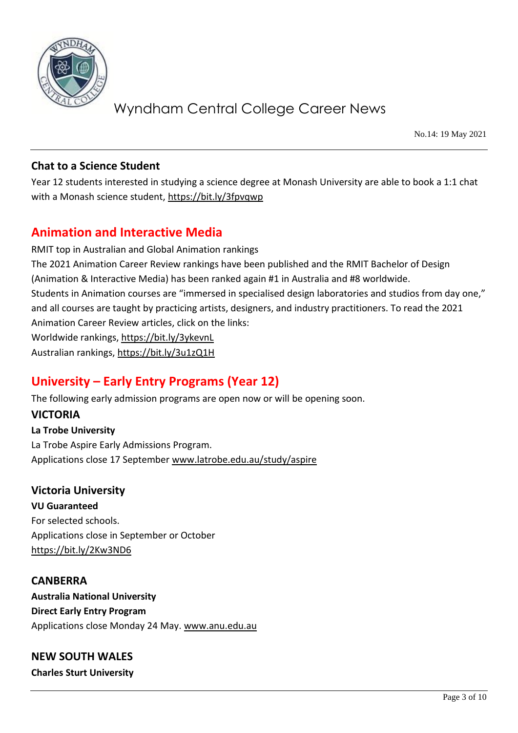## Chat to a Science Student

Year 12 students interested in studying a science degree at Monash University are able to book a 1:1 chat with a Monash science student, https://bit.ly/3fpvqwp

## Animation and Interactive Media

RMIT top in Australian and Global Animation rankings

The 2021 Animation Career Review rankings have been published and the RMIT Bachelor of Design (Animation & Interactive Media) has been ranked again #1 in Australia and #8 worldwide.

Students in Animation courses are "immersed in specialised design laboratories and studios from day one," and all courses are taught by practicing artists, designers, and industry practitioners. To read the 2021 Animation Career Review articles, click on the links:

Worldwide rankings, https://bit.ly/3ykevnL

Australian rankings, https://bit.ly/3u1zQ1H

## University – Early Entry Programs (Year 12)

The following early admission programs are open now or will be opening soon.

### VICTORIA

**La Trobe University**

La Trobe Aspire Early Admissions Program.

Applications close 17 September www.latrobe.edu.au/study/aspire

### Victoria University

**VU Guaranteed**

For selected schools.

Applications close in September or October

https://bit.ly/2Kw3ND6

### CANBERRA

**Australia National University**

**Direct Early Entry Program**

Applications close Monday 24 May. www.anu.edu.au

### NEW SOUTH WALES

**Charles Sturt University**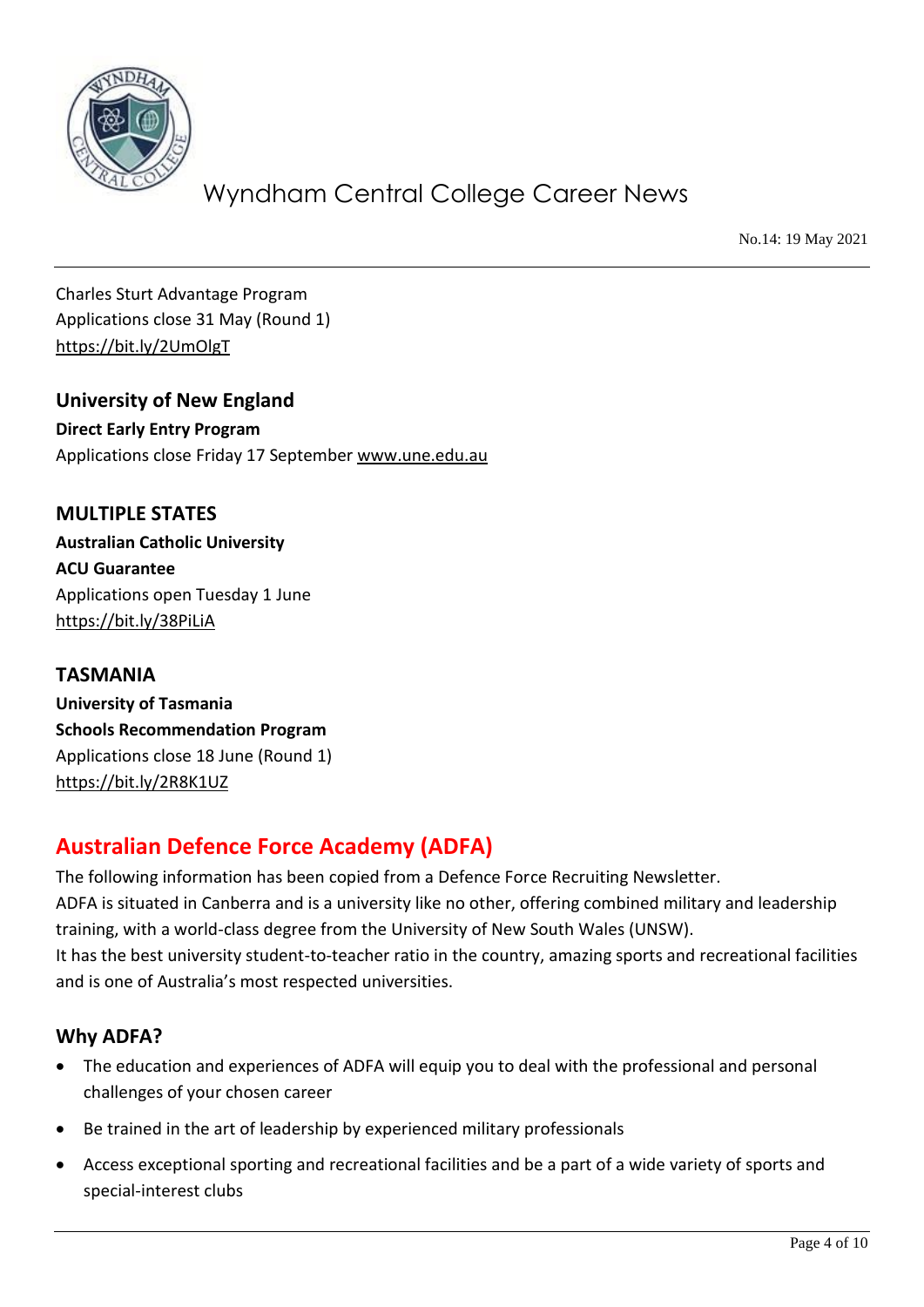Charles Sturt Advantage Program
Applications close 31 May (Round 1)
https://bit.ly/2UmOlgT

### University of New England

**Direct Early Entry Program**
Applications close Friday 17 September www.une.edu.au

### MULTIPLE STATES

**Australian Catholic University**
**ACU Guarantee**
Applications open Tuesday 1 June
https://bit.ly/38PiLiA

### TASMANIA

**University of Tasmania**
**Schools Recommendation Program**
Applications close 18 June (Round 1)
https://bit.ly/2R8K1UZ

## Australian Defence Force Academy (ADFA)

The following information has been copied from a Defence Force Recruiting Newsletter.
ADFA is situated in Canberra and is a university like no other, offering combined military and leadership training, with a world-class degree from the University of New South Wales (UNSW).
It has the best university student-to-teacher ratio in the country, amazing sports and recreational facilities and is one of Australia's most respected universities.

### Why ADFA?

- The education and experiences of ADFA will equip you to deal with the professional and personal challenges of your chosen career
- Be trained in the art of leadership by experienced military professionals
- Access exceptional sporting and recreational facilities and be a part of a wide variety of sports and special-interest clubs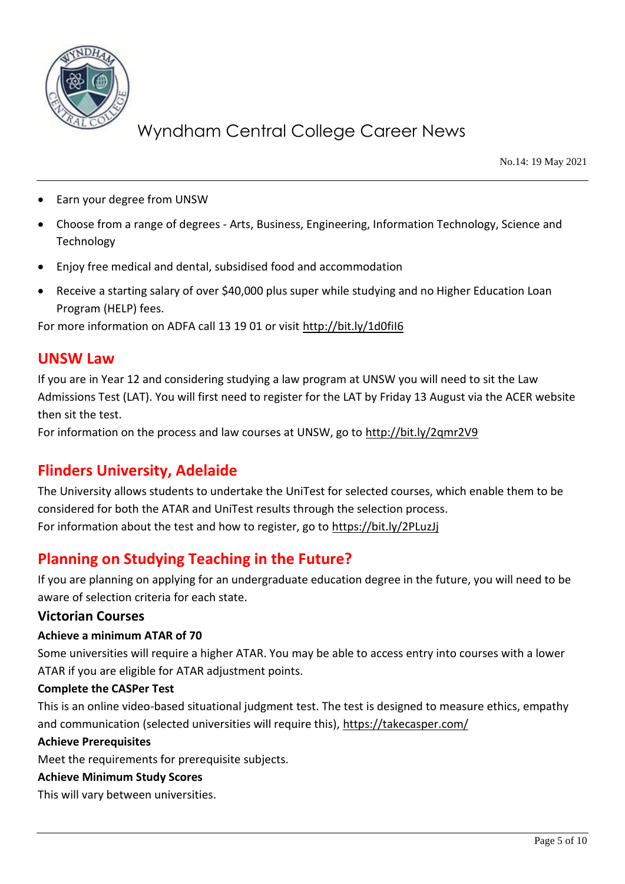- Earn your degree from UNSW
- Choose from a range of degrees - Arts, Business, Engineering, Information Technology, Science and Technology
- Enjoy free medical and dental, subsidised food and accommodation
- Receive a starting salary of over $40,000 plus super while studying and no Higher Education Loan Program (HELP) fees.

For more information on ADFA call 13 19 01 or visit http://bit.ly/1d0fiI6

## UNSW Law

If you are in Year 12 and considering studying a law program at UNSW you will need to sit the Law Admissions Test (LAT). You will first need to register for the LAT by Friday 13 August via the ACER website then sit the test.

For information on the process and law courses at UNSW, go to http://bit.ly/2qmr2V9

## Flinders University, Adelaide

The University allows students to undertake the UniTest for selected courses, which enable them to be considered for both the ATAR and UniTest results through the selection process.

For information about the test and how to register, go to https://bit.ly/2PLuzJj

## Planning on Studying Teaching in the Future?

If you are planning on applying for an undergraduate education degree in the future, you will need to be aware of selection criteria for each state.

### Victorian Courses

**Achieve a minimum ATAR of 70**

Some universities will require a higher ATAR. You may be able to access entry into courses with a lower ATAR if you are eligible for ATAR adjustment points.

**Complete the CASPer Test**

This is an online video-based situational judgment test. The test is designed to measure ethics, empathy and communication (selected universities will require this), https://takecasper.com/

**Achieve Prerequisites**

Meet the requirements for prerequisite subjects.

**Achieve Minimum Study Scores**

This will vary between universities.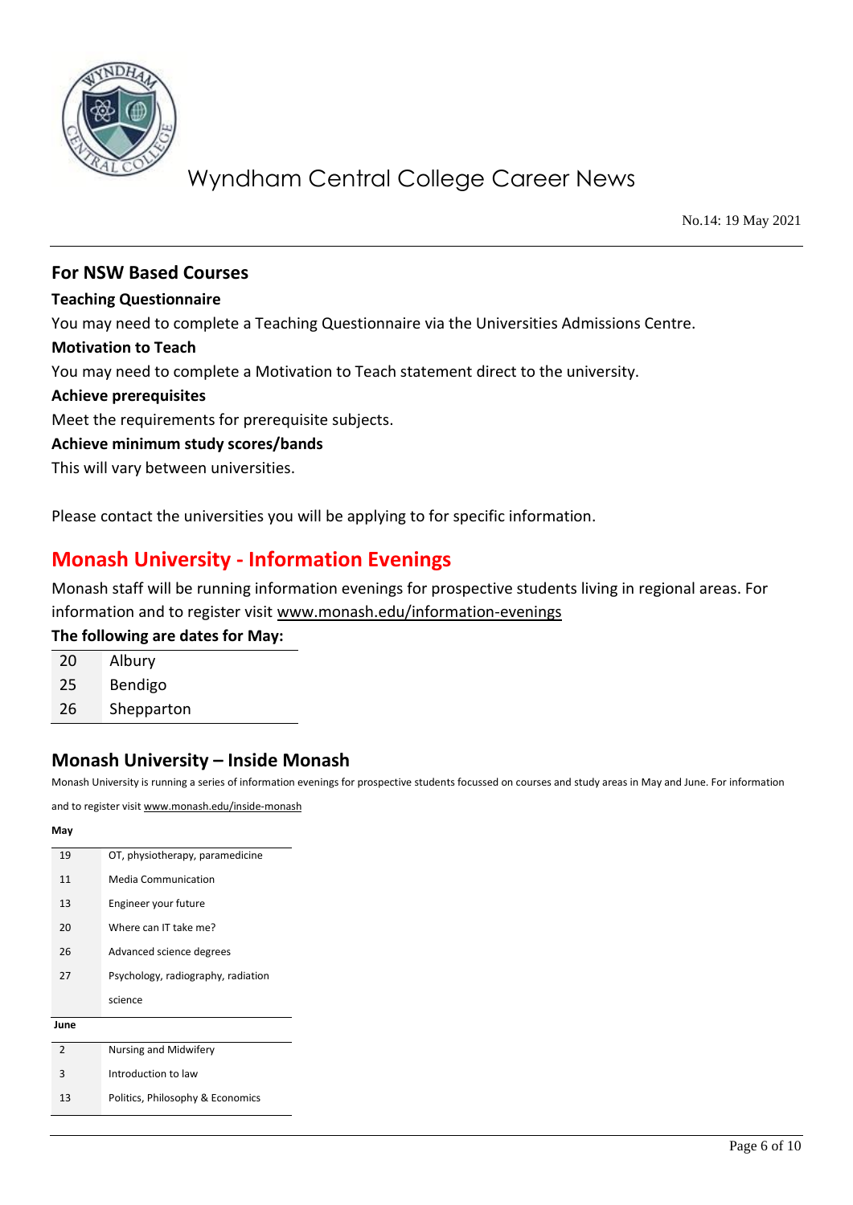## For NSW Based Courses

**Teaching Questionnaire**

You may need to complete a Teaching Questionnaire via the Universities Admissions Centre.

**Motivation to Teach**

You may need to complete a Motivation to Teach statement direct to the university.

**Achieve prerequisites**

Meet the requirements for prerequisite subjects.

**Achieve minimum study scores/bands**

This will vary between universities.

Please contact the universities you will be applying to for specific information.

## Monash University - Information Evenings

Monash staff will be running information evenings for prospective students living in regional areas. For information and to register visit www.monash.edu/information-evenings

**The following are dates for May:**

| | |
|---|---|
| 20 | Albury |
| 25 | Bendigo |
| 26 | Shepparton |

## Monash University – Inside Monash

Monash University is running a series of information evenings for prospective students focussed on courses and study areas in May and June. For information and to register visit www.monash.edu/inside-monash

**May**

| | |
|---|---|
| 19 | OT, physiotherapy, paramedicine |
| 11 | Media Communication |
| 13 | Engineer your future |
| 20 | Where can IT take me? |
| 26 | Advanced science degrees |
| 27 | Psychology, radiography, radiation science |

**June**

| | |
|---|---|
| 2 | Nursing and Midwifery |
| 3 | Introduction to law |
| 13 | Politics, Philosophy & Economics |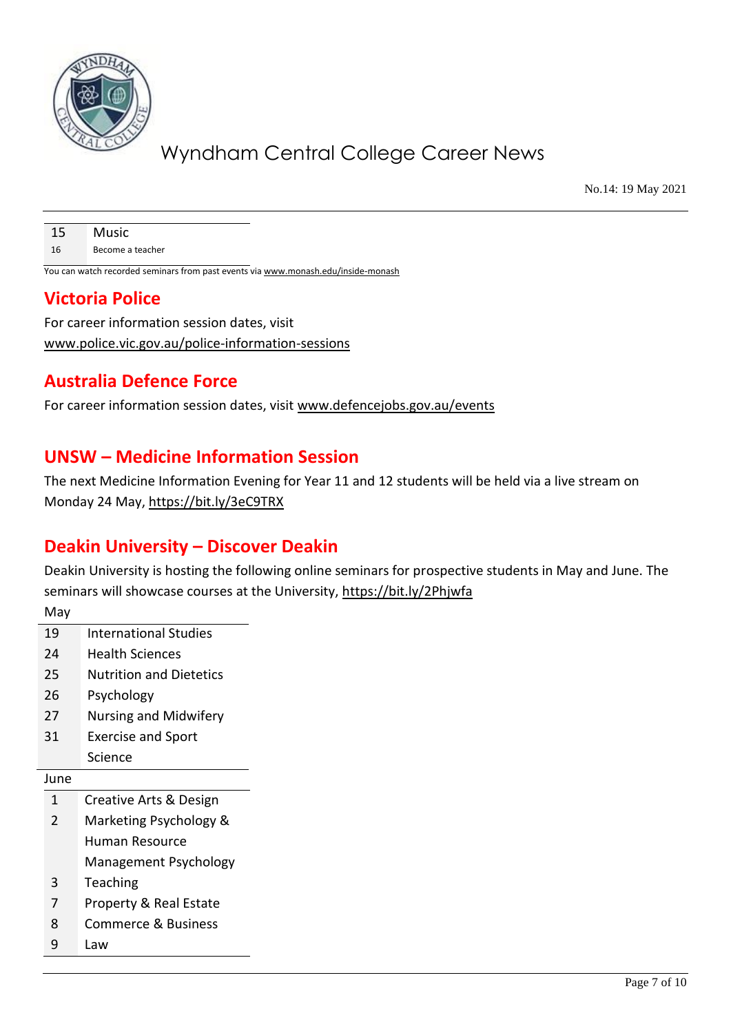| | |
|---|---|
| 15 | Music |
| 16 | Become a teacher |

You can watch recorded seminars from past events via www.monash.edu/inside-monash

## Victoria Police

For career information session dates, visit
www.police.vic.gov.au/police-information-sessions

## Australia Defence Force

For career information session dates, visit www.defencejobs.gov.au/events

## UNSW – Medicine Information Session

The next Medicine Information Evening for Year 11 and 12 students will be held via a live stream on Monday 24 May, https://bit.ly/3eC9TRX

## Deakin University – Discover Deakin

Deakin University is hosting the following online seminars for prospective students in May and June. The seminars will showcase courses at the University, https://bit.ly/2Phjwfa

| May | |
|---|---|
| 19 | International Studies |
| 24 | Health Sciences |
| 25 | Nutrition and Dietetics |
| 26 | Psychology |
| 27 | Nursing and Midwifery |
| 31 | Exercise and Sport Science |

| June | |
|---|---|
| 1 | Creative Arts & Design |
| 2 | Marketing Psychology & Human Resource Management Psychology |
| 3 | Teaching |
| 7 | Property & Real Estate |
| 8 | Commerce & Business |
| 9 | Law |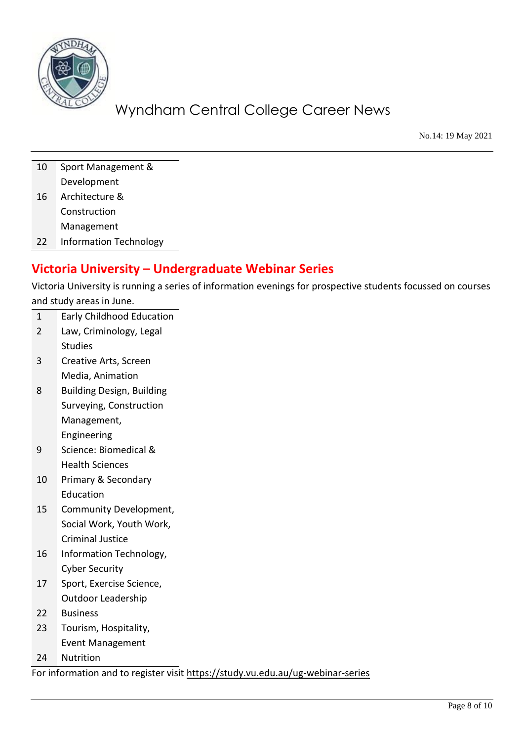| | |
|---|---|
| 10 | Sport Management & Development |
| 16 | Architecture & Construction Management |
| 22 | Information Technology |

## Victoria University – Undergraduate Webinar Series

Victoria University is running a series of information evenings for prospective students focussed on courses and study areas in June.

| | |
|---|---|
| 1 | Early Childhood Education |
| 2 | Law, Criminology, Legal Studies |
| 3 | Creative Arts, Screen Media, Animation |
| 8 | Building Design, Building Surveying, Construction Management, Engineering |
| 9 | Science: Biomedical & Health Sciences |
| 10 | Primary & Secondary Education |
| 15 | Community Development, Social Work, Youth Work, Criminal Justice |
| 16 | Information Technology, Cyber Security |
| 17 | Sport, Exercise Science, Outdoor Leadership |
| 22 | Business |
| 23 | Tourism, Hospitality, Event Management |
| 24 | Nutrition |

For information and to register visit https://study.vu.edu.au/ug-webinar-series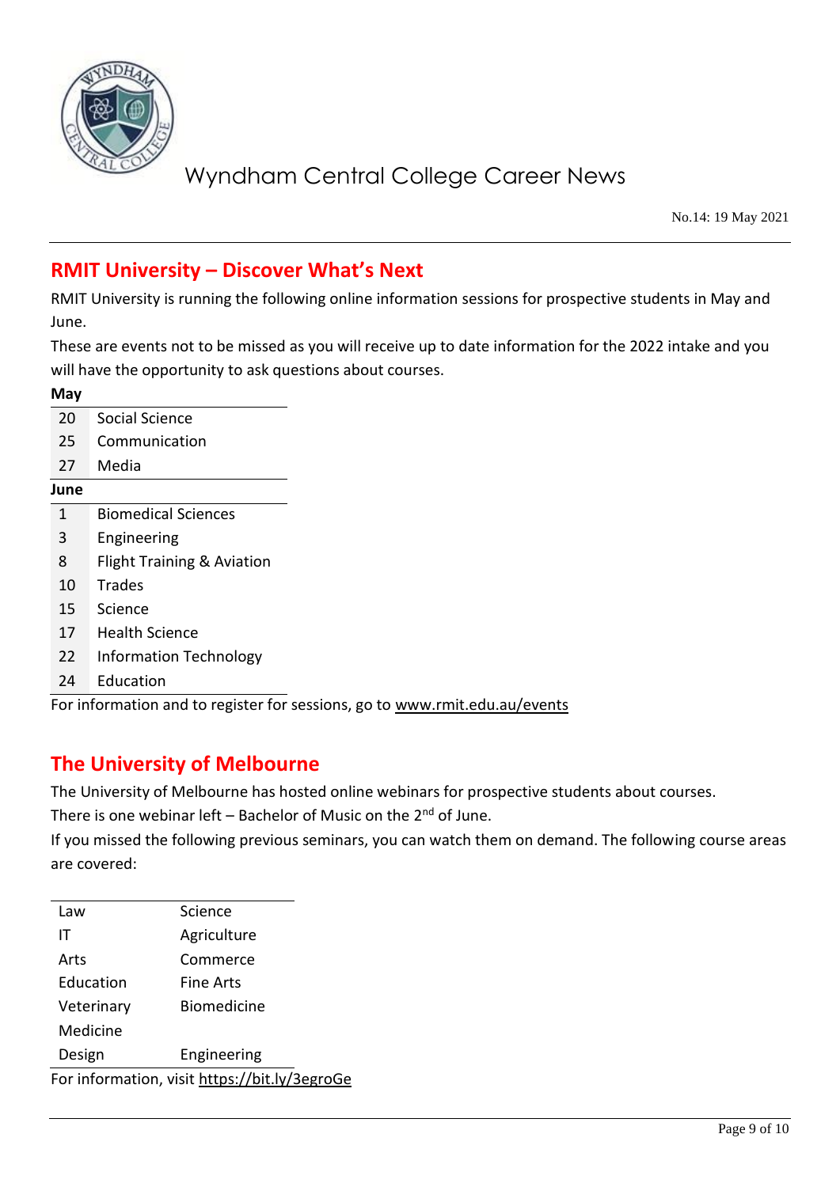Wyndham Central College Career News

No.14: 19 May 2021

## RMIT University – Discover What's Next

RMIT University is running the following online information sessions for prospective students in May and June.

These are events not to be missed as you will receive up to date information for the 2022 intake and you will have the opportunity to ask questions about courses.

**May**

| | |
|---|---|
| 20 | Social Science |
| 25 | Communication |
| 27 | Media |

**June**

| | |
|---|---|
| 1 | Biomedical Sciences |
| 3 | Engineering |
| 8 | Flight Training & Aviation |
| 10 | Trades |
| 15 | Science |
| 17 | Health Science |
| 22 | Information Technology |
| 24 | Education |

For information and to register for sessions, go to www.rmit.edu.au/events

## The University of Melbourne

The University of Melbourne has hosted online webinars for prospective students about courses.

There is one webinar left – Bachelor of Music on the 2nd of June.

If you missed the following previous seminars, you can watch them on demand. The following course areas are covered:

| | |
|---|---|
| Law | Science |
| IT | Agriculture |
| Arts | Commerce |
| Education | Fine Arts |
| Veterinary Medicine | Biomedicine |
| Design | Engineering |

For information, visit https://bit.ly/3egroGe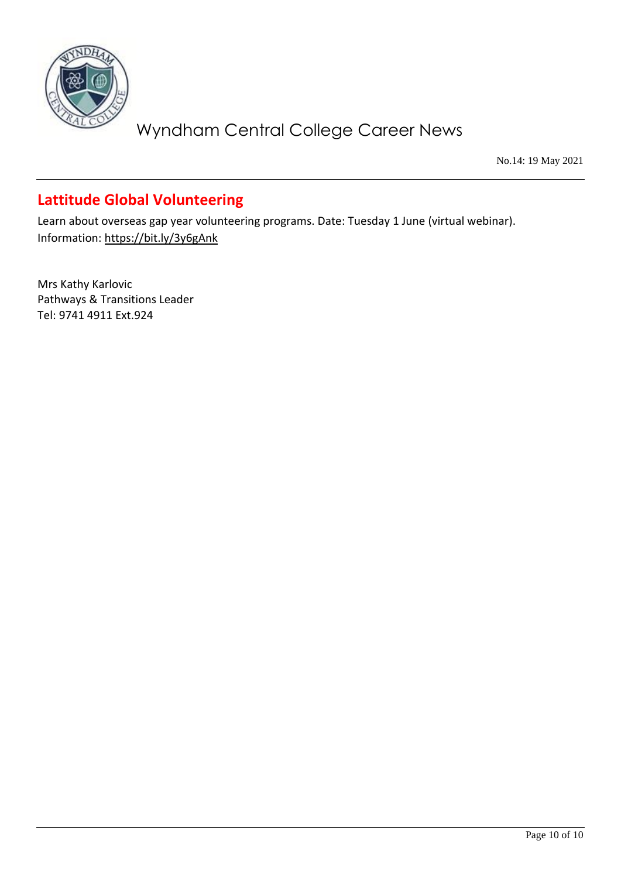## Lattitude Global Volunteering

Learn about overseas gap year volunteering programs. Date: Tuesday 1 June (virtual webinar). Information: https://bit.ly/3y6gAnk

Mrs Kathy Karlovic
Pathways & Transitions Leader
Tel: 9741 4911 Ext.924